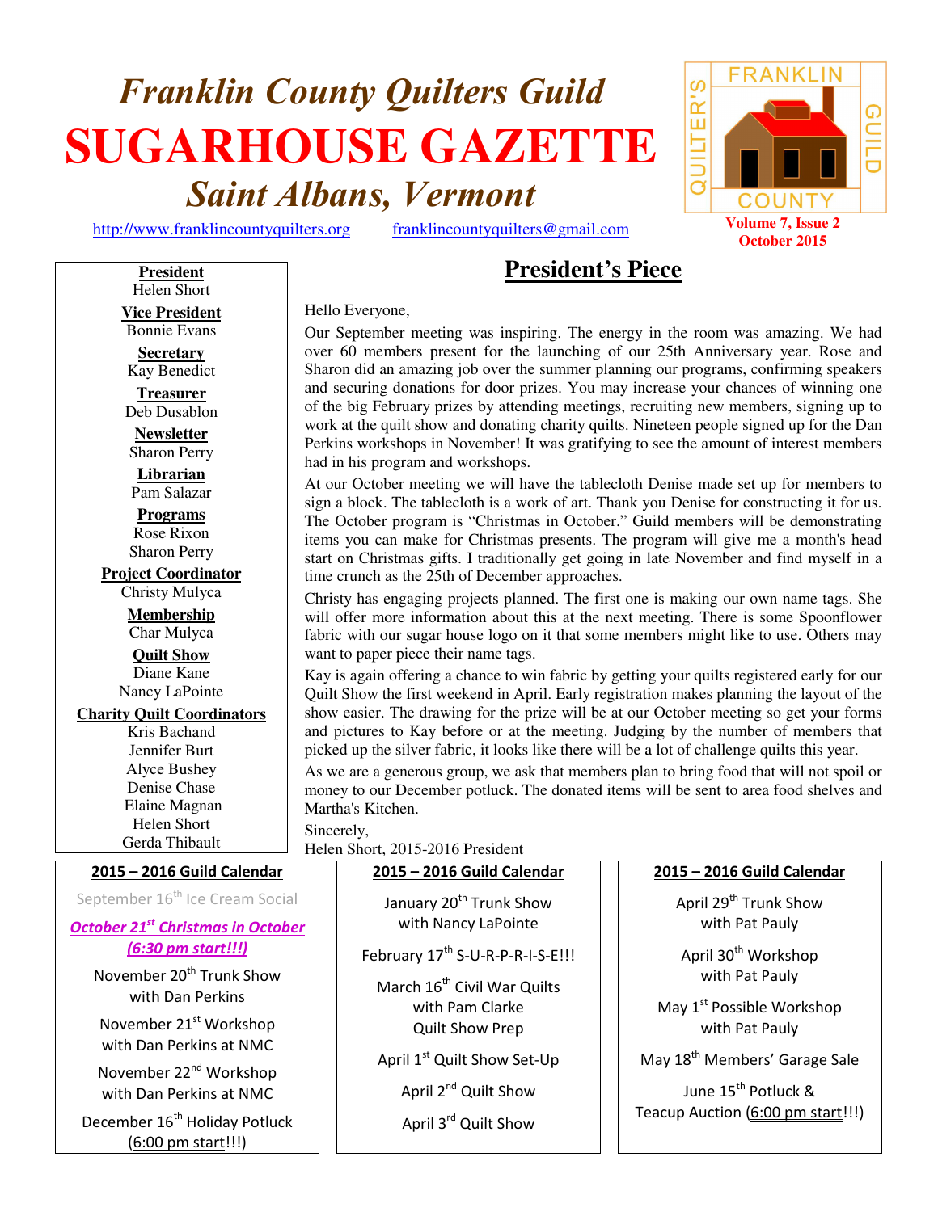# Franklin County Quilters Guild

# SUGARHOUSE GAZETTE

## Saint Albans, Vermont

http://www.franklincountyquilters.org franklincountyquilters@gmail.com

FRANKLIN QUILTER'S GUILD COUNTY

**Volume 7, Issue 2**
**October 2015**

**President**
Helen Short

**Vice President**
Bonnie Evans

**Secretary**
Kay Benedict

**Treasurer**
Deb Dusablon

**Newsletter**
Sharon Perry

**Librarian**
Pam Salazar

**Programs**
Rose Rixon
Sharon Perry

**Project Coordinator**
Christy Mulyca

**Membership**
Char Mulyca

**Quilt Show**
Diane Kane
Nancy LaPointe

**Charity Quilt Coordinators**
Kris Bachand
Jennifer Burt
Alyce Bushey
Denise Chase
Elaine Magnan
Helen Short
Gerda Thibault

## President's Piece

Hello Everyone,

Our September meeting was inspiring. The energy in the room was amazing. We had over 60 members present for the launching of our 25th Anniversary year. Rose and Sharon did an amazing job over the summer planning our programs, confirming speakers and securing donations for door prizes. You may increase your chances of winning one of the big February prizes by attending meetings, recruiting new members, signing up to work at the quilt show and donating charity quilts. Nineteen people signed up for the Dan Perkins workshops in November! It was gratifying to see the amount of interest members had in his program and workshops.

At our October meeting we will have the tablecloth Denise made set up for members to sign a block. The tablecloth is a work of art. Thank you Denise for constructing it for us. The October program is "Christmas in October." Guild members will be demonstrating items you can make for Christmas presents. The program will give me a month's head start on Christmas gifts. I traditionally get going in late November and find myself in a time crunch as the 25th of December approaches.

Christy has engaging projects planned. The first one is making our own name tags. She will offer more information about this at the next meeting. There is some Spoonflower fabric with our sugar house logo on it that some members might like to use. Others may want to paper piece their name tags.

Kay is again offering a chance to win fabric by getting your quilts registered early for our Quilt Show the first weekend in April. Early registration makes planning the layout of the show easier. The drawing for the prize will be at our October meeting so get your forms and pictures to Kay before or at the meeting. Judging by the number of members that picked up the silver fabric, it looks like there will be a lot of challenge quilts this year.

As we are a generous group, we ask that members plan to bring food that will not spoil or money to our December potluck. The donated items will be sent to area food shelves and Martha's Kitchen.

Sincerely,
Helen Short, 2015-2016 President

### 2015 – 2016 Guild Calendar

September 16th Ice Cream Social

***October 21st Christmas in October***
***(6:30 pm start!!!)***

November 20th Trunk Show
with Dan Perkins

November 21st Workshop
with Dan Perkins at NMC

November 22nd Workshop
with Dan Perkins at NMC

December 16th Holiday Potluck
(6:00 pm start!!!)

January 20th Trunk Show
with Nancy LaPointe

February 17th S-U-R-P-R-I-S-E!!!

March 16th Civil War Quilts
with Pam Clarke
Quilt Show Prep

April 1st Quilt Show Set-Up

April 2nd Quilt Show

April 3rd Quilt Show

April 29th Trunk Show
with Pat Pauly

April 30th Workshop
with Pat Pauly

May 1st Possible Workshop
with Pat Pauly

May 18th Members' Garage Sale

June 15th Potluck &
Teacup Auction (6:00 pm start!!!)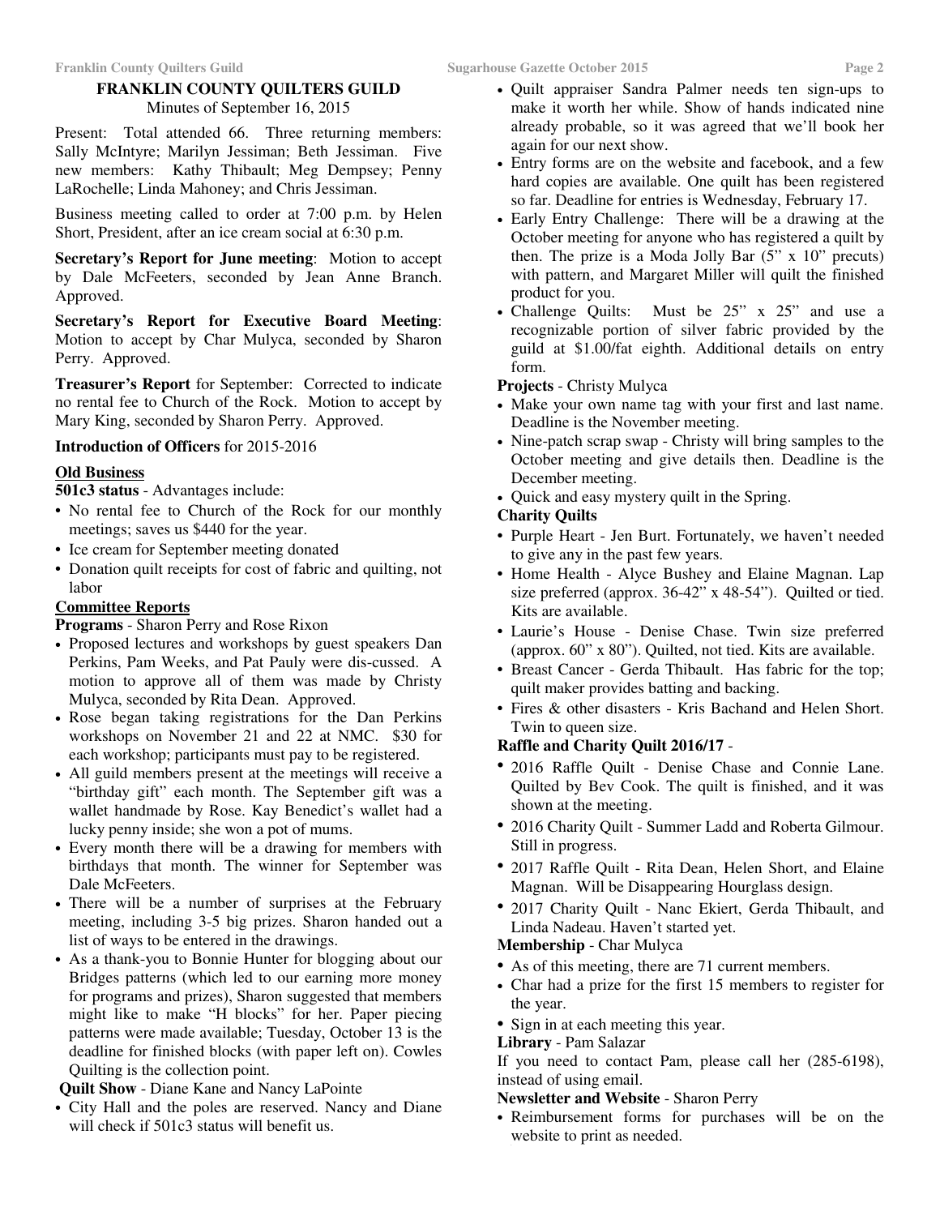# FRANKLIN COUNTY QUILTERS GUILD

Minutes of September 16, 2015

Present: Total attended 66. Three returning members: Sally McIntyre; Marilyn Jessiman; Beth Jessiman. Five new members: Kathy Thibault; Meg Dempsey; Penny LaRochelle; Linda Mahoney; and Chris Jessiman.

Business meeting called to order at 7:00 p.m. by Helen Short, President, after an ice cream social at 6:30 p.m.

**Secretary's Report for June meeting**: Motion to accept by Dale McFeeters, seconded by Jean Anne Branch. Approved.

**Secretary's Report for Executive Board Meeting**: Motion to accept by Char Mulyca, seconded by Sharon Perry. Approved.

**Treasurer's Report** for September: Corrected to indicate no rental fee to Church of the Rock. Motion to accept by Mary King, seconded by Sharon Perry. Approved.

**Introduction of Officers** for 2015-2016

## Old Business

**501c3 status** - Advantages include:

- No rental fee to Church of the Rock for our monthly meetings; saves us $440 for the year.
- Ice cream for September meeting donated
- Donation quilt receipts for cost of fabric and quilting, not labor

## Committee Reports

**Programs** - Sharon Perry and Rose Rixon

- Proposed lectures and workshops by guest speakers Dan Perkins, Pam Weeks, and Pat Pauly were dis-cussed. A motion to approve all of them was made by Christy Mulyca, seconded by Rita Dean. Approved.
- Rose began taking registrations for the Dan Perkins workshops on November 21 and 22 at NMC. $30 for each workshop; participants must pay to be registered.
- All guild members present at the meetings will receive a "birthday gift" each month. The September gift was a wallet handmade by Rose. Kay Benedict's wallet had a lucky penny inside; she won a pot of mums.
- Every month there will be a drawing for members with birthdays that month. The winner for September was Dale McFeeters.
- There will be a number of surprises at the February meeting, including 3-5 big prizes. Sharon handed out a list of ways to be entered in the drawings.
- As a thank-you to Bonnie Hunter for blogging about our Bridges patterns (which led to our earning more money for programs and prizes), Sharon suggested that members might like to make "H blocks" for her. Paper piecing patterns were made available; Tuesday, October 13 is the deadline for finished blocks (with paper left on). Cowles Quilting is the collection point.

**Quilt Show** - Diane Kane and Nancy LaPointe

- City Hall and the poles are reserved. Nancy and Diane will check if 501c3 status will benefit us.
- Quilt appraiser Sandra Palmer needs ten sign-ups to make it worth her while. Show of hands indicated nine already probable, so it was agreed that we'll book her again for our next show.
- Entry forms are on the website and facebook, and a few hard copies are available. One quilt has been registered so far. Deadline for entries is Wednesday, February 17.
- Early Entry Challenge: There will be a drawing at the October meeting for anyone who has registered a quilt by then. The prize is a Moda Jolly Bar (5" x 10" precuts) with pattern, and Margaret Miller will quilt the finished product for you.
- Challenge Quilts: Must be 25" x 25" and use a recognizable portion of silver fabric provided by the guild at $1.00/fat eighth. Additional details on entry form.

**Projects** - Christy Mulyca

- Make your own name tag with your first and last name. Deadline is the November meeting.
- Nine-patch scrap swap - Christy will bring samples to the October meeting and give details then. Deadline is the December meeting.
- Quick and easy mystery quilt in the Spring.

**Charity Quilts**

- Purple Heart - Jen Burt. Fortunately, we haven't needed to give any in the past few years.
- Home Health - Alyce Bushey and Elaine Magnan. Lap size preferred (approx. 36-42" x 48-54"). Quilted or tied. Kits are available.
- Laurie's House - Denise Chase. Twin size preferred (approx. 60" x 80"). Quilted, not tied. Kits are available.
- Breast Cancer - Gerda Thibault. Has fabric for the top; quilt maker provides batting and backing.
- Fires & other disasters - Kris Bachand and Helen Short. Twin to queen size.

**Raffle and Charity Quilt 2016/17** -

- 2016 Raffle Quilt - Denise Chase and Connie Lane. Quilted by Bev Cook. The quilt is finished, and it was shown at the meeting.
- 2016 Charity Quilt - Summer Ladd and Roberta Gilmour. Still in progress.
- 2017 Raffle Quilt - Rita Dean, Helen Short, and Elaine Magnan. Will be Disappearing Hourglass design.
- 2017 Charity Quilt - Nanc Ekiert, Gerda Thibault, and Linda Nadeau. Haven't started yet.

**Membership** - Char Mulyca

- As of this meeting, there are 71 current members.
- Char had a prize for the first 15 members to register for the year.
- Sign in at each meeting this year.

**Library** - Pam Salazar

If you need to contact Pam, please call her (285-6198), instead of using email.

**Newsletter and Website** - Sharon Perry

- Reimbursement forms for purchases will be on the website to print as needed.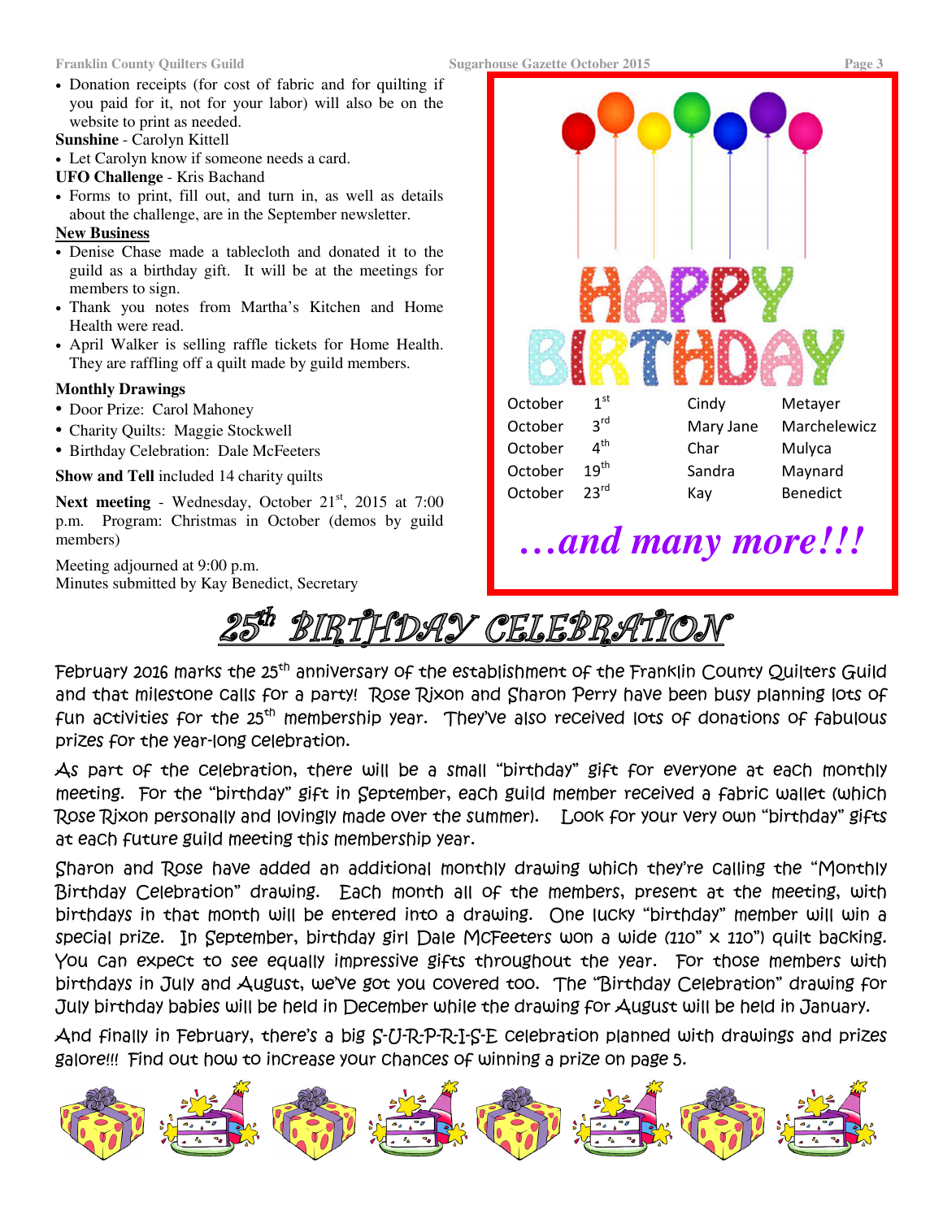- Donation receipts (for cost of fabric and for quilting if you paid for it, not for your labor) will also be on the website to print as needed.

**Sunshine** - Carolyn Kittell

- Let Carolyn know if someone needs a card.

**UFO Challenge** - Kris Bachand

- Forms to print, fill out, and turn in, as well as details about the challenge, are in the September newsletter.

**New Business**

- Denise Chase made a tablecloth and donated it to the guild as a birthday gift. It will be at the meetings for members to sign.
- Thank you notes from Martha's Kitchen and Home Health were read.
- April Walker is selling raffle tickets for Home Health. They are raffling off a quilt made by guild members.

**Monthly Drawings**

- Door Prize: Carol Mahoney
- Charity Quilts: Maggie Stockwell
- Birthday Celebration: Dale McFeeters

**Show and Tell** included 14 charity quilts

**Next meeting** - Wednesday, October 21st, 2015 at 7:00 p.m. Program: Christmas in October (demos by guild members)

Meeting adjourned at 9:00 p.m.
Minutes submitted by Kay Benedict, Secretary

## HAPPY BIRTHDAY

| | | | |
|---|---|---|---|
| October | 1st | Cindy | Metayer |
| October | 3rd | Mary Jane | Marchelewicz |
| October | 4th | Char | Mulyca |
| October | 19th | Sandra | Maynard |
| October | 23rd | Kay | Benedict |

***…and many more!!!***

# 25th BIRTHDAY CELEBRATION

February 2016 marks the 25th anniversary of the establishment of the Franklin County Quilters Guild and that milestone calls for a party! Rose Rixon and Sharon Perry have been busy planning lots of fun activities for the 25th membership year. They've also received lots of donations of fabulous prizes for the year-long celebration.

As part of the celebration, there will be a small "birthday" gift for everyone at each monthly meeting. For the "birthday" gift in September, each guild member received a fabric wallet (which Rose Rixon personally and lovingly made over the summer). Look for your very own "birthday" gifts at each future guild meeting this membership year.

Sharon and Rose have added an additional monthly drawing which they're calling the "Monthly Birthday Celebration" drawing. Each month all of the members, present at the meeting, with birthdays in that month will be entered into a drawing. One lucky "birthday" member will win a special prize. In September, birthday girl Dale McFeeters won a wide (110" x 110") quilt backing. You can expect to see equally impressive gifts throughout the year. For those members with birthdays in July and August, we've got you covered too. The "Birthday Celebration" drawing for July birthday babies will be held in December while the drawing for August will be held in January.

And finally in February, there's a big S-U-R-P-R-I-S-E celebration planned with drawings and prizes galore!!! Find out how to increase your chances of winning a prize on page 5.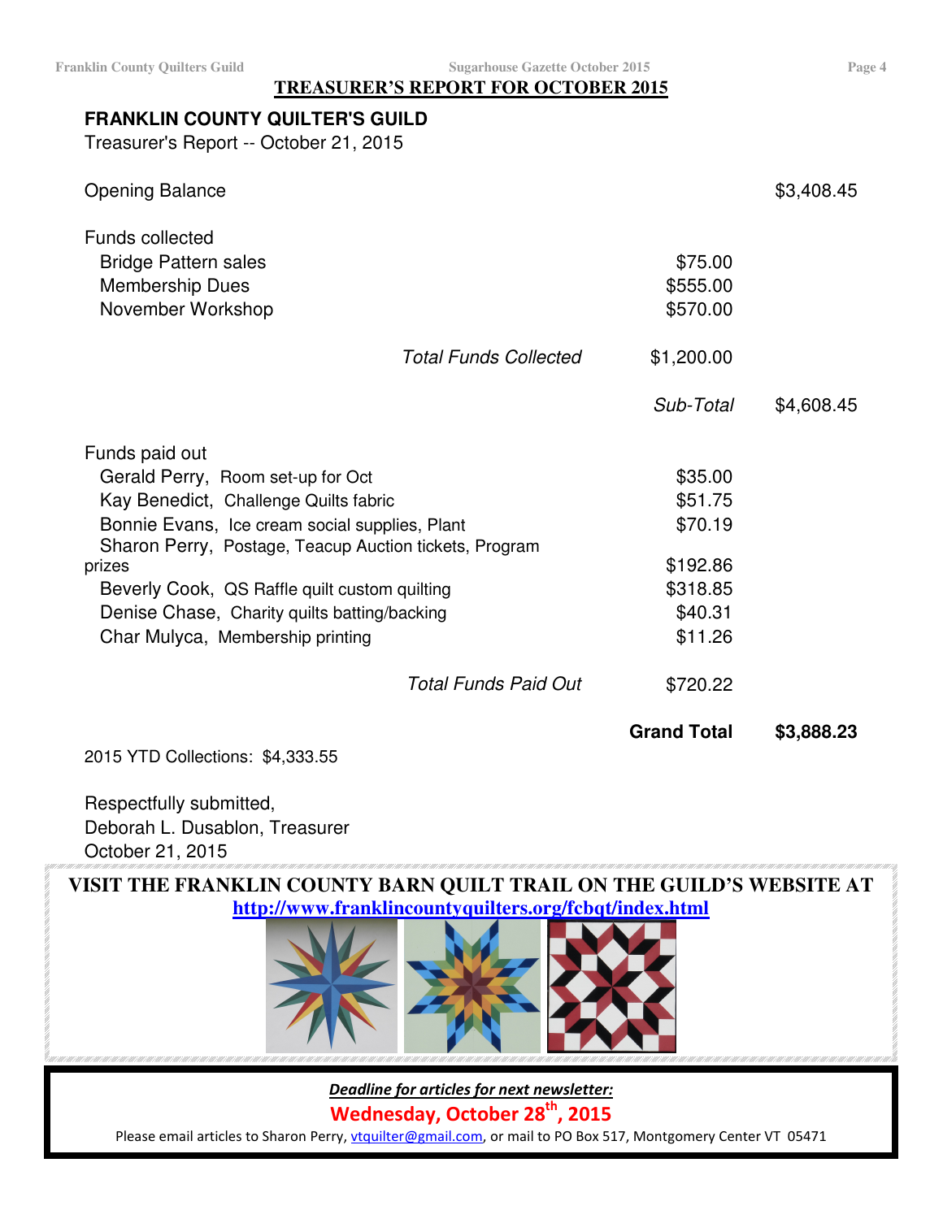## TREASURER'S REPORT FOR OCTOBER 2015

**FRANKLIN COUNTY QUILTER'S GUILD**

Treasurer's Report -- October 21, 2015

| | | | |
|---|---|---|---|
| Opening Balance | | | $3,408.45 |
| Funds collected | | | |
| Bridge Pattern sales | | $75.00 | |
| Membership Dues | | $555.00 | |
| November Workshop | | $570.00 | |
| | *Total Funds Collected* | $1,200.00 | |
| | | *Sub-Total* | $4,608.45 |
| Funds paid out | | | |
| Gerald Perry, Room set-up for Oct | | $35.00 | |
| Kay Benedict, Challenge Quilts fabric | | $51.75 | |
| Bonnie Evans, Ice cream social supplies, Plant | | $70.19 | |
| Sharon Perry, Postage, Teacup Auction tickets, Program prizes | | $192.86 | |
| Beverly Cook, QS Raffle quilt custom quilting | | $318.85 | |
| Denise Chase, Charity quilts batting/backing | | $40.31 | |
| Char Mulyca, Membership printing | | $11.26 | |
| | *Total Funds Paid Out* | $720.22 | |
| | | **Grand Total** | **$3,888.23** |

2015 YTD Collections: $4,333.55

Respectfully submitted,
Deborah L. Dusablon, Treasurer
October 21, 2015

**VISIT THE FRANKLIN COUNTY BARN QUILT TRAIL ON THE GUILD'S WEBSITE AT**
**http://www.franklincountyquilters.org/fcbqt/index.html**

***Deadline for articles for next newsletter:***

**Wednesday, October 28th, 2015**

Please email articles to Sharon Perry, vtquilter@gmail.com, or mail to PO Box 517, Montgomery Center VT 05471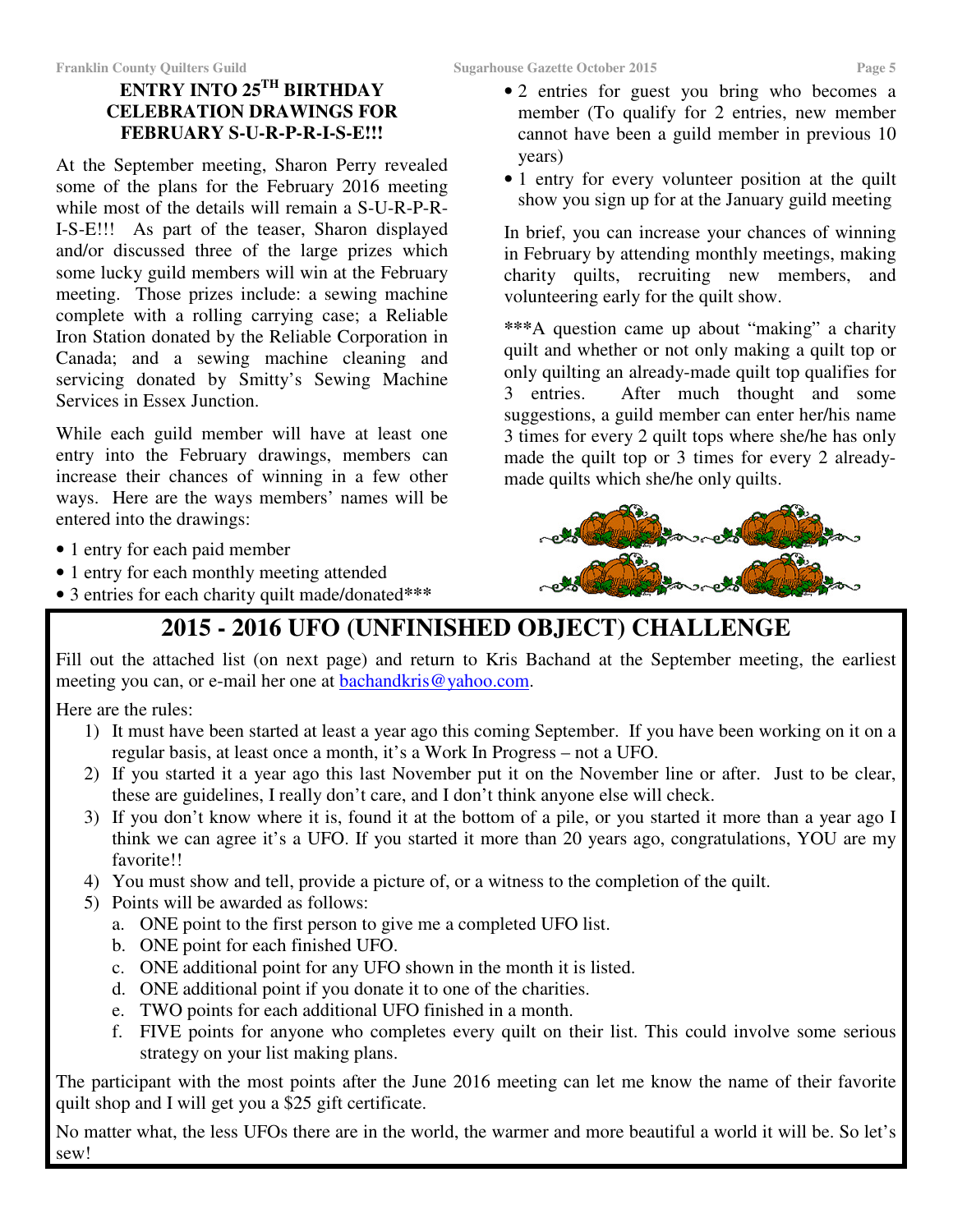## ENTRY INTO 25TH BIRTHDAY CELEBRATION DRAWINGS FOR FEBRUARY S-U-R-P-R-I-S-E!!!

At the September meeting, Sharon Perry revealed some of the plans for the February 2016 meeting while most of the details will remain a S-U-R-P-R-I-S-E!!! As part of the teaser, Sharon displayed and/or discussed three of the large prizes which some lucky guild members will win at the February meeting. Those prizes include: a sewing machine complete with a rolling carrying case; a Reliable Iron Station donated by the Reliable Corporation in Canada; and a sewing machine cleaning and servicing donated by Smitty's Sewing Machine Services in Essex Junction.

While each guild member will have at least one entry into the February drawings, members can increase their chances of winning in a few other ways. Here are the ways members' names will be entered into the drawings:

- 1 entry for each paid member
- 1 entry for each monthly meeting attended
- 3 entries for each charity quilt made/donated***
- 2 entries for guest you bring who becomes a member (To qualify for 2 entries, new member cannot have been a guild member in previous 10 years)
- 1 entry for every volunteer position at the quilt show you sign up for at the January guild meeting

In brief, you can increase your chances of winning in February by attending monthly meetings, making charity quilts, recruiting new members, and volunteering early for the quilt show.

***A question came up about "making" a charity quilt and whether or not only making a quilt top or only quilting an already-made quilt top qualifies for 3 entries. After much thought and some suggestions, a guild member can enter her/his name 3 times for every 2 quilt tops where she/he has only made the quilt top or 3 times for every 2 already-made quilts which she/he only quilts.

## 2015 - 2016 UFO (UNFINISHED OBJECT) CHALLENGE

Fill out the attached list (on next page) and return to Kris Bachand at the September meeting, the earliest meeting you can, or e-mail her one at bachandkris@yahoo.com.

Here are the rules:

1) It must have been started at least a year ago this coming September. If you have been working on it on a regular basis, at least once a month, it's a Work In Progress – not a UFO.
2) If you started it a year ago this last November put it on the November line or after. Just to be clear, these are guidelines, I really don't care, and I don't think anyone else will check.
3) If you don't know where it is, found it at the bottom of a pile, or you started it more than a year ago I think we can agree it's a UFO. If you started it more than 20 years ago, congratulations, YOU are my favorite!!
4) You must show and tell, provide a picture of, or a witness to the completion of the quilt.
5) Points will be awarded as follows:
   a. ONE point to the first person to give me a completed UFO list.
   b. ONE point for each finished UFO.
   c. ONE additional point for any UFO shown in the month it is listed.
   d. ONE additional point if you donate it to one of the charities.
   e. TWO points for each additional UFO finished in a month.
   f. FIVE points for anyone who completes every quilt on their list. This could involve some serious strategy on your list making plans.

The participant with the most points after the June 2016 meeting can let me know the name of their favorite quilt shop and I will get you a $25 gift certificate.

No matter what, the less UFOs there are in the world, the warmer and more beautiful a world it will be. So let's sew!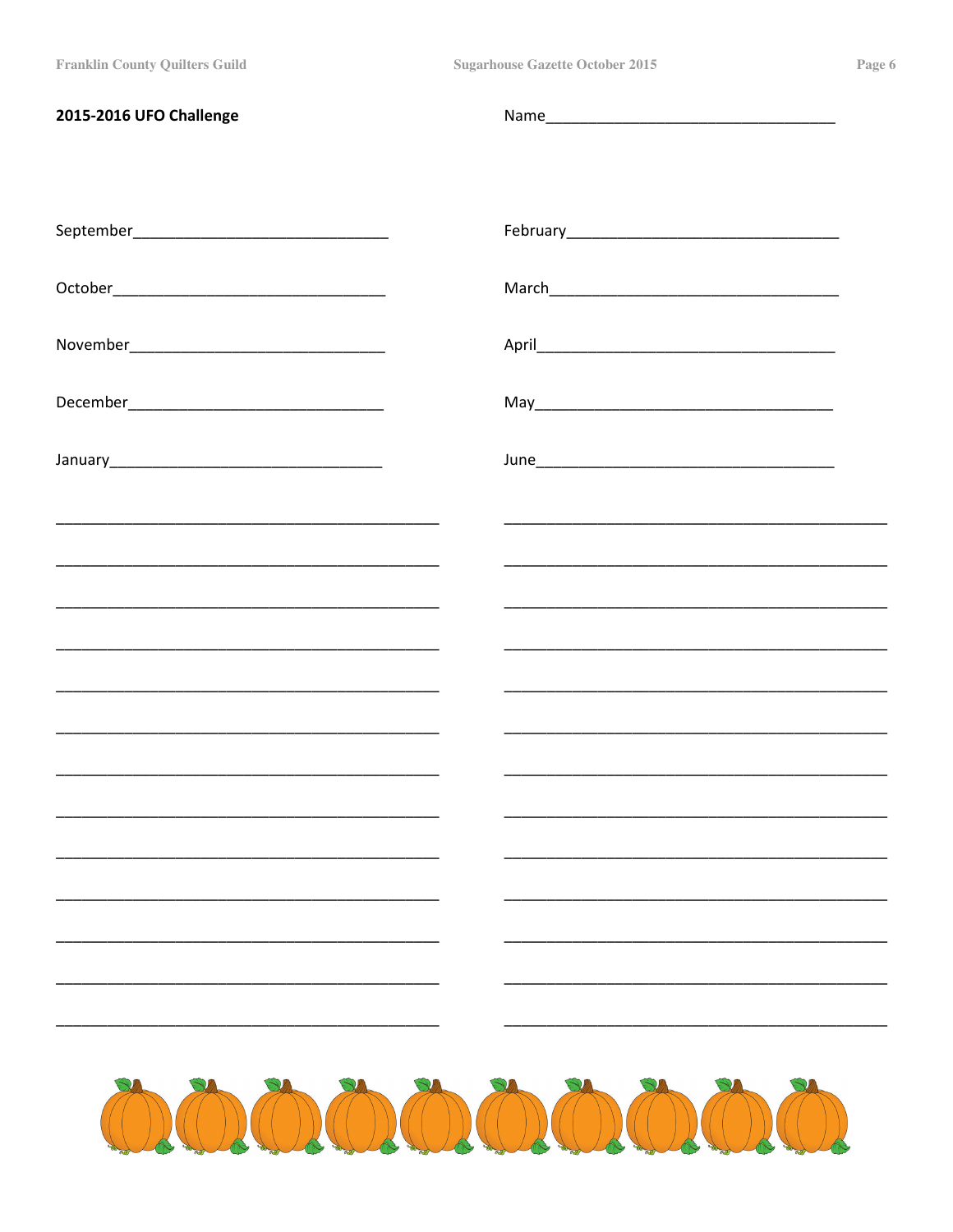**2015-2016 UFO Challenge**

Name____________________________________

September_______________________________

October_________________________________

November________________________________

December________________________________

January_________________________________

February________________________________

March___________________________________

April___________________________________

May_____________________________________

June____________________________________

_____________________________________________

_____________________________________________

_____________________________________________

_____________________________________________

_____________________________________________

_____________________________________________

_____________________________________________

_____________________________________________

_____________________________________________

_____________________________________________

_____________________________________________

_____________________________________________

_____________________________________________

_____________________________________________

_____________________________________________

_____________________________________________

_____________________________________________

_____________________________________________

_____________________________________________

_____________________________________________

_____________________________________________

_____________________________________________

_____________________________________________

_____________________________________________

_____________________________________________

_____________________________________________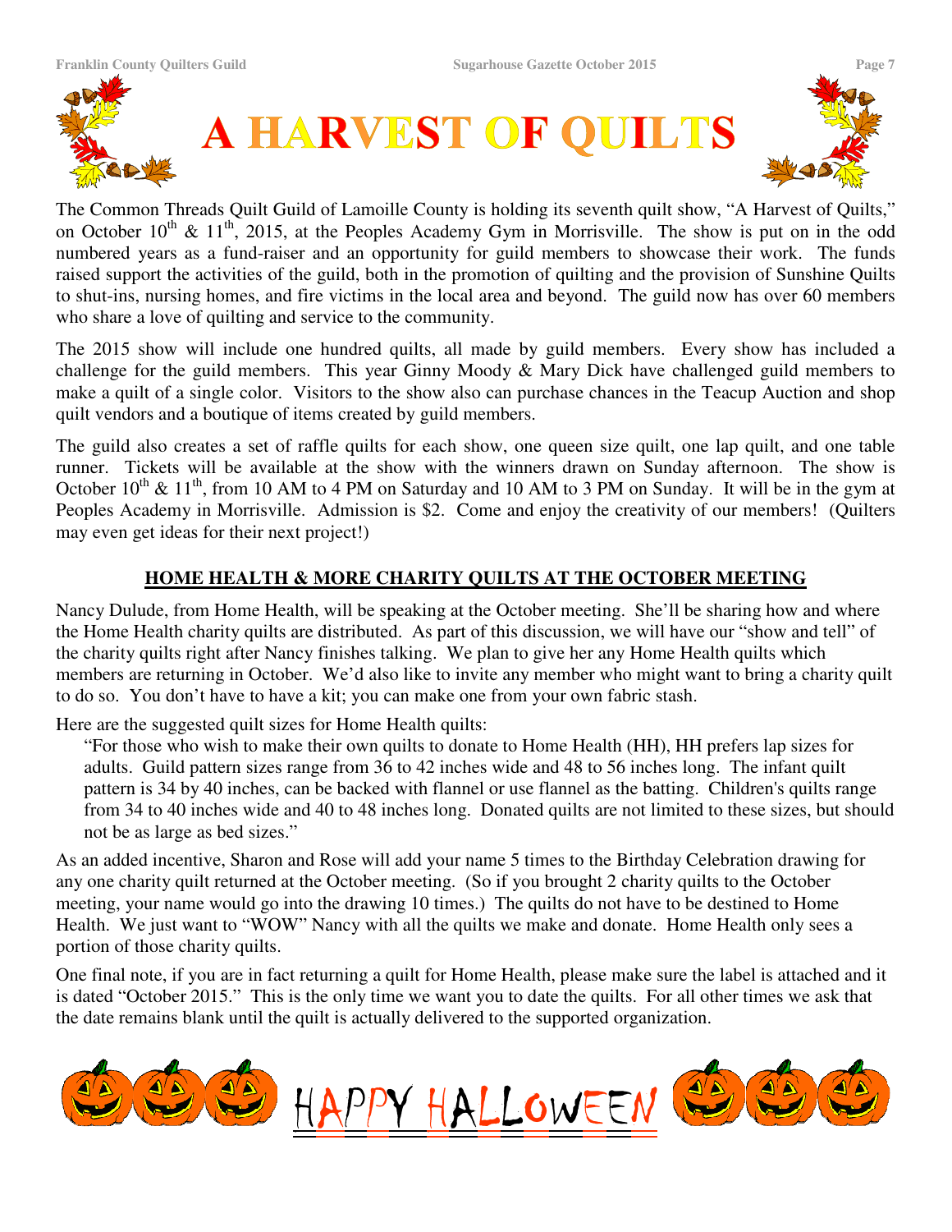# A HARVEST OF QUILTS

The Common Threads Quilt Guild of Lamoille County is holding its seventh quilt show, "A Harvest of Quilts," on October 10th & 11th, 2015, at the Peoples Academy Gym in Morrisville. The show is put on in the odd numbered years as a fund-raiser and an opportunity for guild members to showcase their work. The funds raised support the activities of the guild, both in the promotion of quilting and the provision of Sunshine Quilts to shut-ins, nursing homes, and fire victims in the local area and beyond. The guild now has over 60 members who share a love of quilting and service to the community.

The 2015 show will include one hundred quilts, all made by guild members. Every show has included a challenge for the guild members. This year Ginny Moody & Mary Dick have challenged guild members to make a quilt of a single color. Visitors to the show also can purchase chances in the Teacup Auction and shop quilt vendors and a boutique of items created by guild members.

The guild also creates a set of raffle quilts for each show, one queen size quilt, one lap quilt, and one table runner. Tickets will be available at the show with the winners drawn on Sunday afternoon. The show is October 10th & 11th, from 10 AM to 4 PM on Saturday and 10 AM to 3 PM on Sunday. It will be in the gym at Peoples Academy in Morrisville. Admission is $2. Come and enjoy the creativity of our members! (Quilters may even get ideas for their next project!)

## HOME HEALTH & MORE CHARITY QUILTS AT THE OCTOBER MEETING

Nancy Dulude, from Home Health, will be speaking at the October meeting. She'll be sharing how and where the Home Health charity quilts are distributed. As part of this discussion, we will have our "show and tell" of the charity quilts right after Nancy finishes talking. We plan to give her any Home Health quilts which members are returning in October. We'd also like to invite any member who might want to bring a charity quilt to do so. You don't have to have a kit; you can make one from your own fabric stash.

Here are the suggested quilt sizes for Home Health quilts:

> "For those who wish to make their own quilts to donate to Home Health (HH), HH prefers lap sizes for adults. Guild pattern sizes range from 36 to 42 inches wide and 48 to 56 inches long. The infant quilt pattern is 34 by 40 inches, can be backed with flannel or use flannel as the batting. Children's quilts range from 34 to 40 inches wide and 40 to 48 inches long. Donated quilts are not limited to these sizes, but should not be as large as bed sizes."

As an added incentive, Sharon and Rose will add your name 5 times to the Birthday Celebration drawing for any one charity quilt returned at the October meeting. (So if you brought 2 charity quilts to the October meeting, your name would go into the drawing 10 times.) The quilts do not have to be destined to Home Health. We just want to "WOW" Nancy with all the quilts we make and donate. Home Health only sees a portion of those charity quilts.

One final note, if you are in fact returning a quilt for Home Health, please make sure the label is attached and it is dated "October 2015." This is the only time we want you to date the quilts. For all other times we ask that the date remains blank until the quilt is actually delivered to the supported organization.

HAPPY HALLOWEEN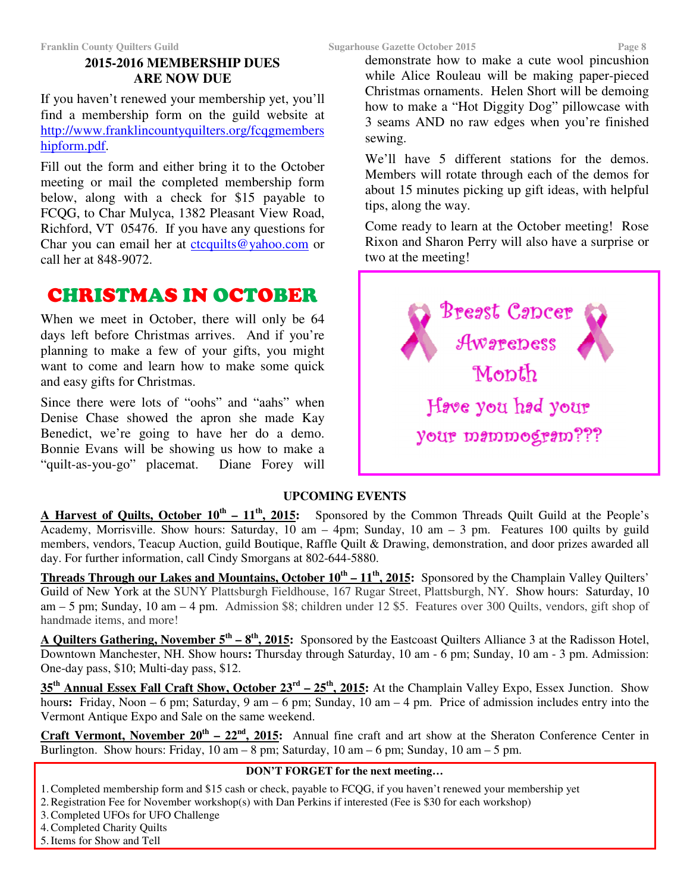## 2015-2016 MEMBERSHIP DUES ARE NOW DUE

If you haven't renewed your membership yet, you'll find a membership form on the guild website at http://www.franklincountyquilters.org/fcqgmembershipform.pdf.

Fill out the form and either bring it to the October meeting or mail the completed membership form below, along with a check for $15 payable to FCQG, to Char Mulyca, 1382 Pleasant View Road, Richford, VT 05476. If you have any questions for Char you can email her at ctcquilts@yahoo.com or call her at 848-9072.

## CHRISTMAS IN OCTOBER

When we meet in October, there will only be 64 days left before Christmas arrives. And if you're planning to make a few of your gifts, you might want to come and learn how to make some quick and easy gifts for Christmas.

Since there were lots of "oohs" and "aahs" when Denise Chase showed the apron she made Kay Benedict, we're going to have her do a demo. Bonnie Evans will be showing us how to make a "quilt-as-you-go" placemat. Diane Forey will demonstrate how to make a cute wool pincushion while Alice Rouleau will be making paper-pieced Christmas ornaments. Helen Short will be demoing how to make a "Hot Diggity Dog" pillowcase with 3 seams AND no raw edges when you're finished sewing.

We'll have 5 different stations for the demos. Members will rotate through each of the demos for about 15 minutes picking up gift ideas, with helpful tips, along the way.

Come ready to learn at the October meeting! Rose Rixon and Sharon Perry will also have a surprise or two at the meeting!

Breast Cancer Awareness Month

Have you had your your mammogram???

## UPCOMING EVENTS

**A Harvest of Quilts, October 10th – 11th, 2015:** Sponsored by the Common Threads Quilt Guild at the People's Academy, Morrisville. Show hours: Saturday, 10 am – 4pm; Sunday, 10 am – 3 pm. Features 100 quilts by guild members, vendors, Teacup Auction, guild Boutique, Raffle Quilt & Drawing, demonstration, and door prizes awarded all day. For further information, call Cindy Smorgans at 802-644-5880.

**Threads Through our Lakes and Mountains, October 10th – 11th, 2015:** Sponsored by the Champlain Valley Quilters' Guild of New York at the SUNY Plattsburgh Fieldhouse, 167 Rugar Street, Plattsburgh, NY. Show hours: Saturday, 10 am – 5 pm; Sunday, 10 am – 4 pm. Admission $8; children under 12 $5. Features over 300 Quilts, vendors, gift shop of handmade items, and more!

**A Quilters Gathering, November 5th – 8th, 2015:** Sponsored by the Eastcoast Quilters Alliance 3 at the Radisson Hotel, Downtown Manchester, NH. Show hours: Thursday through Saturday, 10 am - 6 pm; Sunday, 10 am - 3 pm. Admission: One-day pass, $10; Multi-day pass, $12.

**35th Annual Essex Fall Craft Show, October 23rd – 25th, 2015:** At the Champlain Valley Expo, Essex Junction. Show hours: Friday, Noon – 6 pm; Saturday, 9 am – 6 pm; Sunday, 10 am – 4 pm. Price of admission includes entry into the Vermont Antique Expo and Sale on the same weekend.

**Craft Vermont, November 20th – 22nd, 2015:** Annual fine craft and art show at the Sheraton Conference Center in Burlington. Show hours: Friday, 10 am – 8 pm; Saturday, 10 am – 6 pm; Sunday, 10 am – 5 pm.

**DON'T FORGET for the next meeting…**

1. Completed membership form and $15 cash or check, payable to FCQG, if you haven't renewed your membership yet
2. Registration Fee for November workshop(s) with Dan Perkins if interested (Fee is $30 for each workshop)
3. Completed UFOs for UFO Challenge
4. Completed Charity Quilts
5. Items for Show and Tell